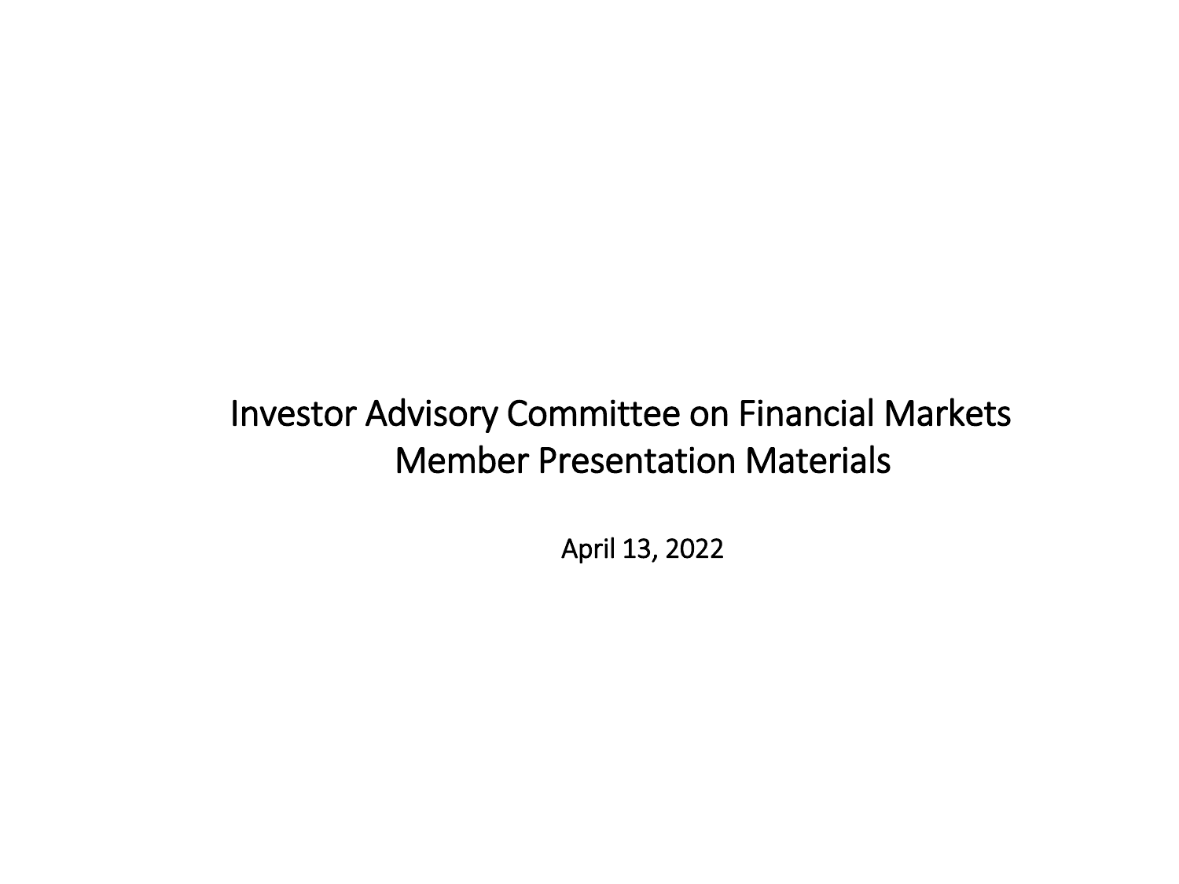# Investor Advisory Committee on Financial Markets
# Member Presentation Materials

April 13, 2022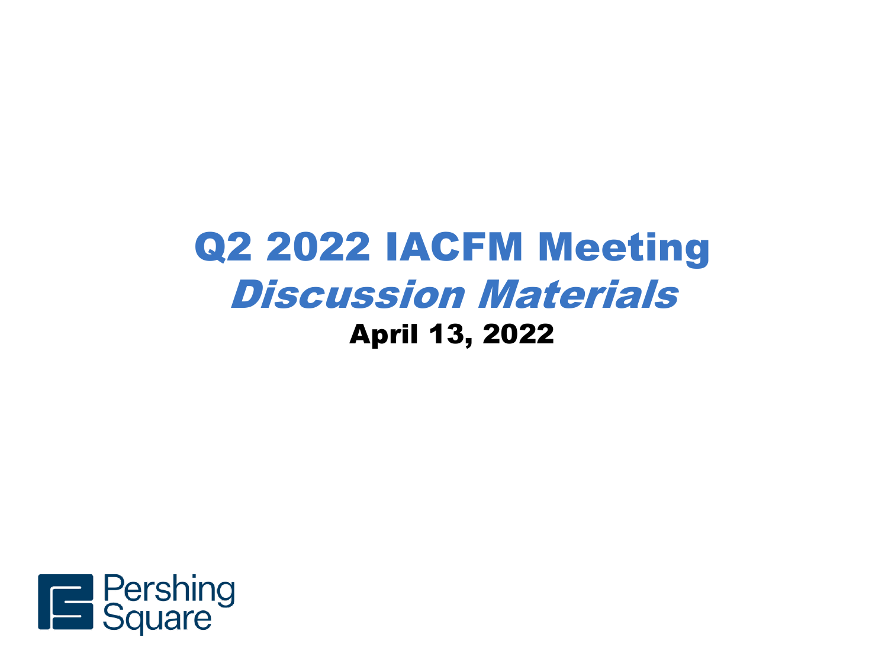# Q2 2022 IACFM Meeting

## *Discussion Materials*

**April 13, 2022**

Pershing Square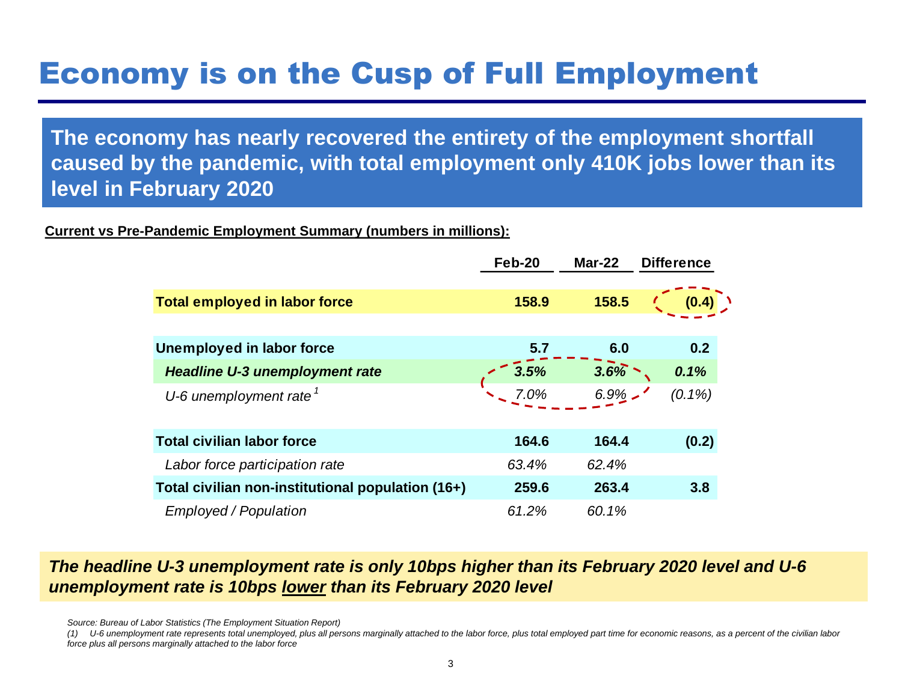# Economy is on the Cusp of Full Employment

**The economy has nearly recovered the entirety of the employment shortfall caused by the pandemic, with total employment only 410K jobs lower than its level in February 2020**

**Current vs Pre-Pandemic Employment Summary (numbers in millions):**

| | Feb-20 | Mar-22 | Difference |
|---|---|---|---|
| **Total employed in labor force** | **158.9** | **158.5** | **(0.4)** |
| **Unemployed in labor force** | **5.7** | **6.0** | **0.2** |
| ***Headline U-3 unemployment rate*** | ***3.5%*** | ***3.6%*** | ***0.1%*** |
| *U-6 unemployment rate* [1] | *7.0%* | *6.9%* | *(0.1%)* |
| **Total civilian labor force** | **164.6** | **164.4** | **(0.2)** |
| *Labor force participation rate* | *63.4%* | *62.4%* | |
| **Total civilian non-institutional population (16+)** | **259.6** | **263.4** | **3.8** |
| *Employed / Population* | *61.2%* | *60.1%* | |

***The headline U-3 unemployment rate is only 10bps higher than its February 2020 level and U-6 unemployment rate is 10bps lower than its February 2020 level***

*Source: Bureau of Labor Statistics (The Employment Situation Report)*

*(1) U-6 unemployment rate represents total unemployed, plus all persons marginally attached to the labor force, plus total employed part time for economic reasons, as a percent of the civilian labor force plus all persons marginally attached to the labor force*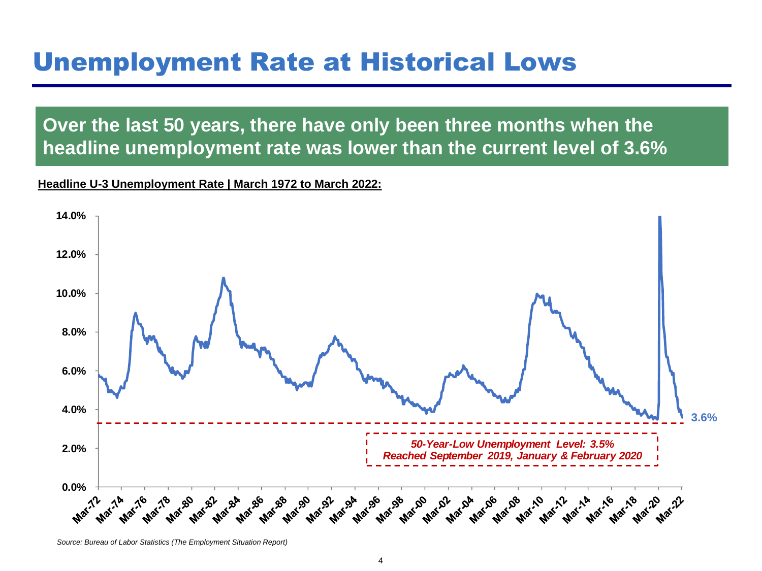# Unemployment Rate at Historical Lows

**Over the last 50 years, there have only been three months when the headline unemployment rate was lower than the current level of 3.6%**

**Headline U-3 Unemployment Rate | March 1972 to March 2022:**

*50-Year-Low Unemployment Level: 3.5%*
*Reached September 2019, January & February 2020*

3.6%

*Source: Bureau of Labor Statistics (The Employment Situation Report)*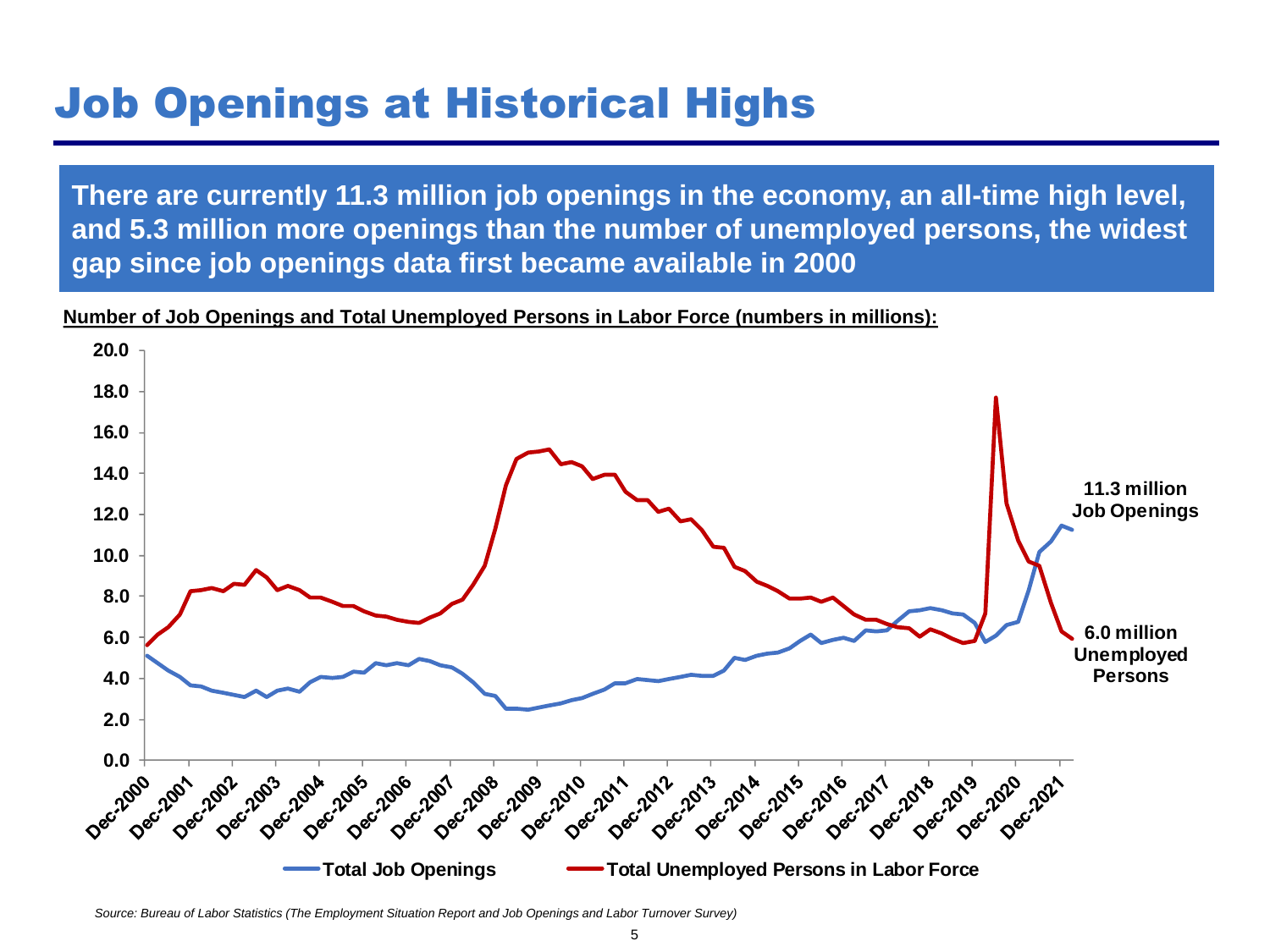# Job Openings at Historical Highs

**There are currently 11.3 million job openings in the economy, an all-time high level, and 5.3 million more openings than the number of unemployed persons, the widest gap since job openings data first became available in 2000**

**Number of Job Openings and Total Unemployed Persons in Labor Force (numbers in millions):**

**11.3 million Job Openings**

**6.0 million Unemployed Persons**

Total Job Openings — Total Unemployed Persons in Labor Force

*Source: Bureau of Labor Statistics (The Employment Situation Report and Job Openings and Labor Turnover Survey)*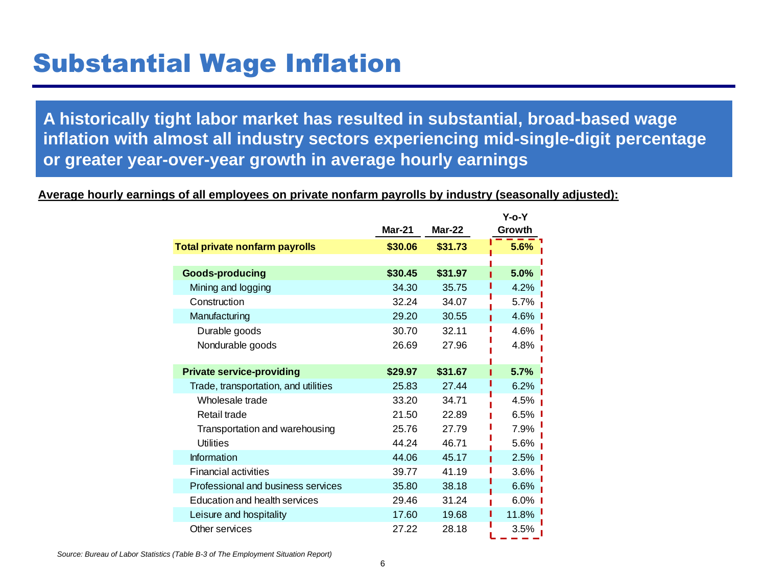# Substantial Wage Inflation

**A historically tight labor market has resulted in substantial, broad-based wage inflation with almost all industry sectors experiencing mid-single-digit percentage or greater year-over-year growth in average hourly earnings**

**Average hourly earnings of all employees on private nonfarm payrolls by industry (seasonally adjusted):**

| | Mar-21 | Mar-22 | Y-o-Y Growth |
|---|---|---|---|
| **Total private nonfarm payrolls** | **$30.06** | **$31.73** | **5.6%** |
| | | | |
| **Goods-producing** | **$30.45** | **$31.97** | **5.0%** |
| Mining and logging | 34.30 | 35.75 | 4.2% |
| Construction | 32.24 | 34.07 | 5.7% |
| Manufacturing | 29.20 | 30.55 | 4.6% |
| Durable goods | 30.70 | 32.11 | 4.6% |
| Nondurable goods | 26.69 | 27.96 | 4.8% |
| | | | |
| **Private service-providing** | **$29.97** | **$31.67** | **5.7%** |
| Trade, transportation, and utilities | 25.83 | 27.44 | 6.2% |
| Wholesale trade | 33.20 | 34.71 | 4.5% |
| Retail trade | 21.50 | 22.89 | 6.5% |
| Transportation and warehousing | 25.76 | 27.79 | 7.9% |
| Utilities | 44.24 | 46.71 | 5.6% |
| Information | 44.06 | 45.17 | 2.5% |
| Financial activities | 39.77 | 41.19 | 3.6% |
| Professional and business services | 35.80 | 38.18 | 6.6% |
| Education and health services | 29.46 | 31.24 | 6.0% |
| Leisure and hospitality | 17.60 | 19.68 | 11.8% |
| Other services | 27.22 | 28.18 | 3.5% |

*Source: Bureau of Labor Statistics (Table B-3 of The Employment Situation Report)*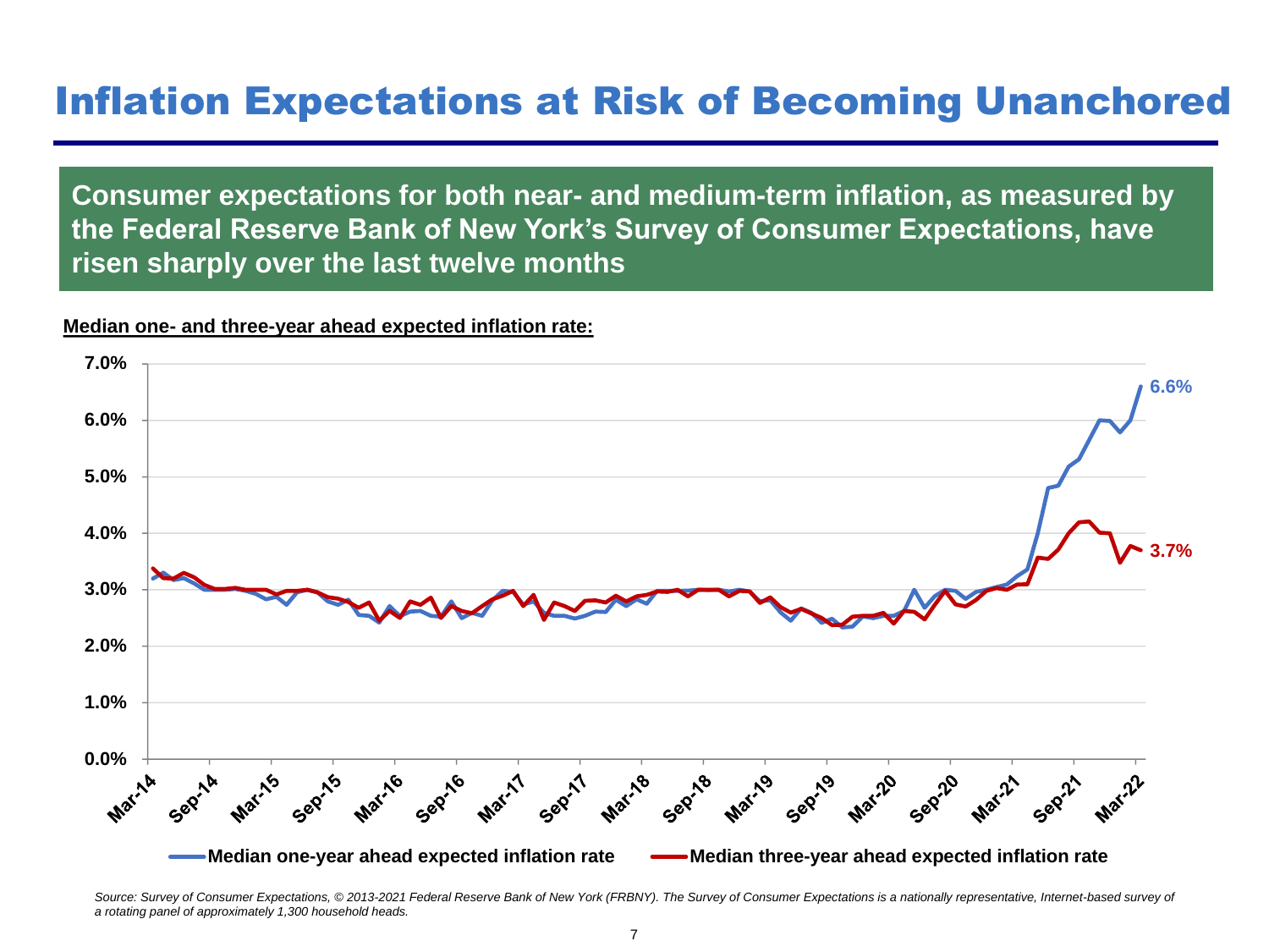# Inflation Expectations at Risk of Becoming Unanchored

**Consumer expectations for both near- and medium-term inflation, as measured by the Federal Reserve Bank of New York's Survey of Consumer Expectations, have risen sharply over the last twelve months**

**Median one- and three-year ahead expected inflation rate:**

6.6%

3.7%

Median one-year ahead expected inflation rate — Median three-year ahead expected inflation rate

*Source: Survey of Consumer Expectations, © 2013-2021 Federal Reserve Bank of New York (FRBNY). The Survey of Consumer Expectations is a nationally representative, Internet-based survey of a rotating panel of approximately 1,300 household heads.*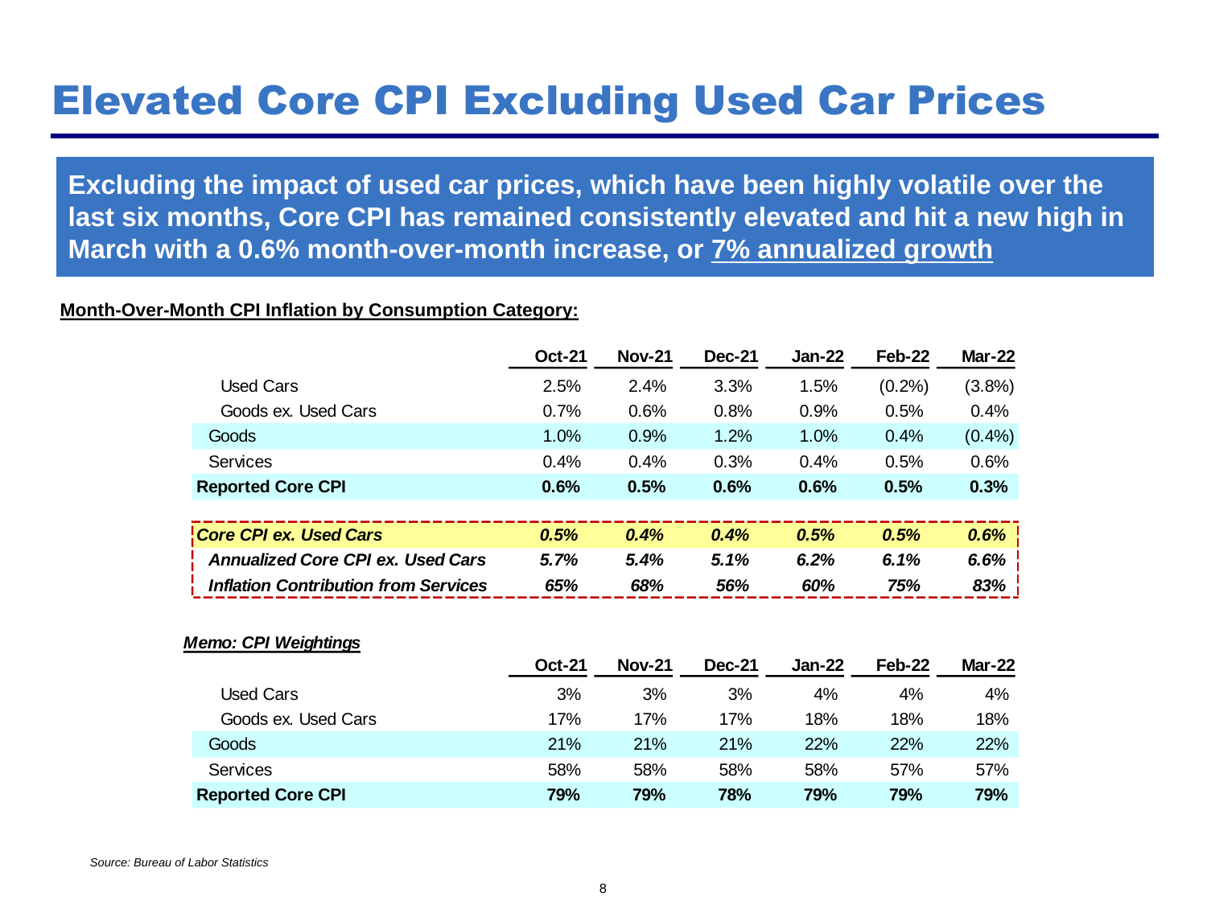# Elevated Core CPI Excluding Used Car Prices

**Excluding the impact of used car prices, which have been highly volatile over the last six months, Core CPI has remained consistently elevated and hit a new high in March with a 0.6% month-over-month increase, or 7% annualized growth**

**Month-Over-Month CPI Inflation by Consumption Category:**

| | Oct-21 | Nov-21 | Dec-21 | Jan-22 | Feb-22 | Mar-22 |
|---|---|---|---|---|---|---|
| Used Cars | 2.5% | 2.4% | 3.3% | 1.5% | (0.2%) | (3.8%) |
| Goods ex. Used Cars | 0.7% | 0.6% | 0.8% | 0.9% | 0.5% | 0.4% |
| Goods | 1.0% | 0.9% | 1.2% | 1.0% | 0.4% | (0.4%) |
| Services | 0.4% | 0.4% | 0.3% | 0.4% | 0.5% | 0.6% |
| **Reported Core CPI** | **0.6%** | **0.5%** | **0.6%** | **0.6%** | **0.5%** | **0.3%** |
| ***Core CPI ex. Used Cars*** | ***0.5%*** | ***0.4%*** | ***0.4%*** | ***0.5%*** | ***0.5%*** | ***0.6%*** |
| ***Annualized Core CPI ex. Used Cars*** | ***5.7%*** | ***5.4%*** | ***5.1%*** | ***6.2%*** | ***6.1%*** | ***6.6%*** |
| ***Inflation Contribution from Services*** | ***65%*** | ***68%*** | ***56%*** | ***60%*** | ***75%*** | ***83%*** |

***Memo: CPI Weightings***

| | Oct-21 | Nov-21 | Dec-21 | Jan-22 | Feb-22 | Mar-22 |
|---|---|---|---|---|---|---|
| Used Cars | 3% | 3% | 3% | 4% | 4% | 4% |
| Goods ex. Used Cars | 17% | 17% | 17% | 18% | 18% | 18% |
| Goods | 21% | 21% | 21% | 22% | 22% | 22% |
| Services | 58% | 58% | 58% | 58% | 57% | 57% |
| **Reported Core CPI** | **79%** | **79%** | **78%** | **79%** | **79%** | **79%** |

*Source: Bureau of Labor Statistics*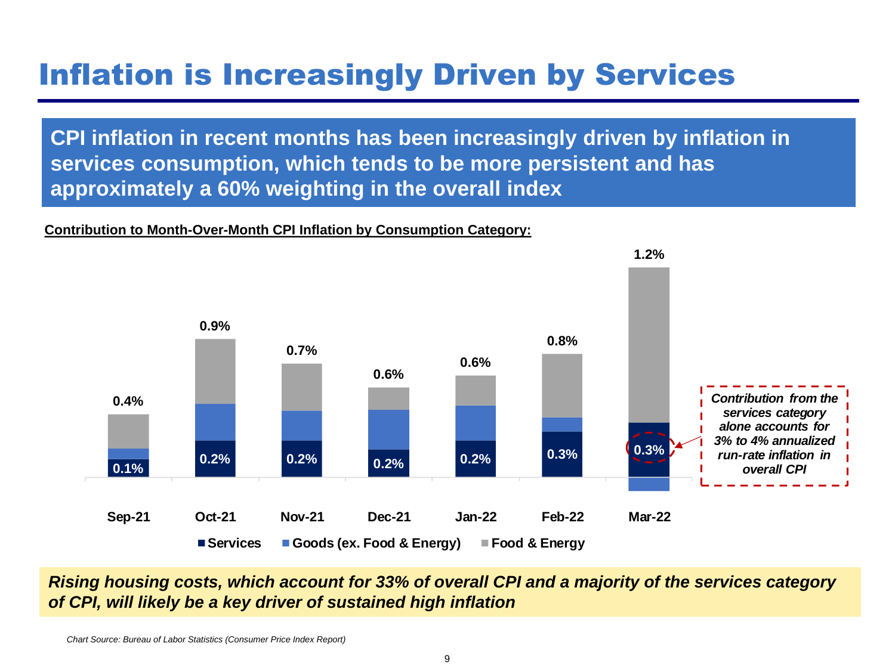# Inflation is Increasingly Driven by Services

**CPI inflation in recent months has been increasingly driven by inflation in services consumption, which tends to be more persistent and has approximately a 60% weighting in the overall index**

**Contribution to Month-Over-Month CPI Inflation by Consumption Category:**

| | Sep-21 | Oct-21 | Nov-21 | Dec-21 | Jan-22 | Feb-22 | Mar-22 |
|---|---|---|---|---|---|---|---|
| Total | 0.4% | 0.9% | 0.7% | 0.6% | 0.6% | 0.8% | 1.2% |
| Services | 0.1% | 0.2% | 0.2% | 0.2% | 0.2% | 0.3% | 0.3% |

Legend: Services; Goods (ex. Food & Energy); Food & Energy

*Contribution from the services category alone accounts for 3% to 4% annualized run-rate inflation in overall CPI*

***Rising housing costs, which account for 33% of overall CPI and a majority of the services category of CPI, will likely be a key driver of sustained high inflation***

*Chart Source: Bureau of Labor Statistics (Consumer Price Index Report)*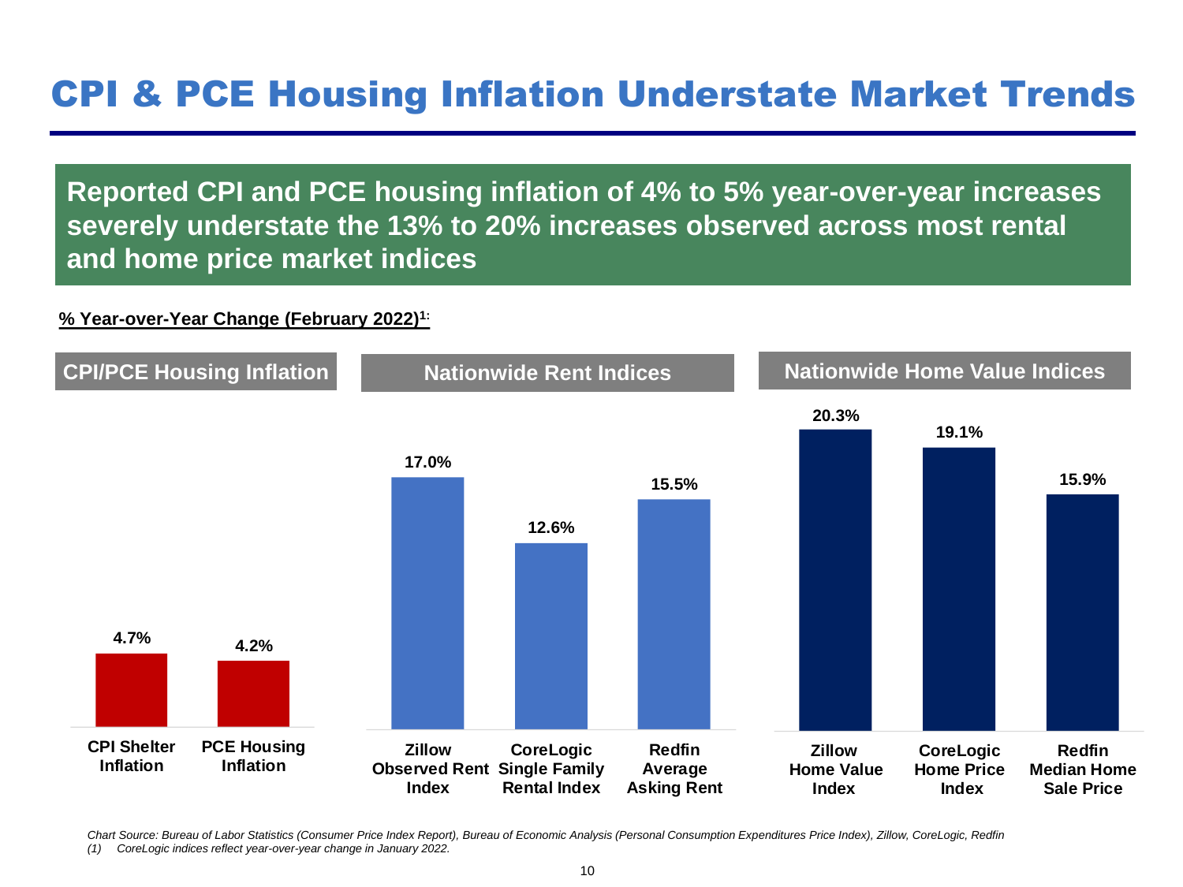# CPI & PCE Housing Inflation Understate Market Trends

**Reported CPI and PCE housing inflation of 4% to 5% year-over-year increases severely understate the 13% to 20% increases observed across most rental and home price market indices**

**% Year-over-Year Change (February 2022)[1]:**

| Category | Index | % Year-over-Year Change |
|---|---|---|
| CPI/PCE Housing Inflation | CPI Shelter Inflation | 4.7% |
| CPI/PCE Housing Inflation | PCE Housing Inflation | 4.2% |
| Nationwide Rent Indices | Zillow Observed Rent Index | 17.0% |
| Nationwide Rent Indices | CoreLogic Single Family Rental Index | 12.6% |
| Nationwide Rent Indices | Redfin Average Asking Rent | 15.5% |
| Nationwide Home Value Indices | Zillow Home Value Index | 20.3% |
| Nationwide Home Value Indices | CoreLogic Home Price Index | 19.1% |
| Nationwide Home Value Indices | Redfin Median Home Sale Price | 15.9% |

*Chart Source: Bureau of Labor Statistics (Consumer Price Index Report), Bureau of Economic Analysis (Personal Consumption Expenditures Price Index), Zillow, CoreLogic, Redfin*

*(1) CoreLogic indices reflect year-over-year change in January 2022.*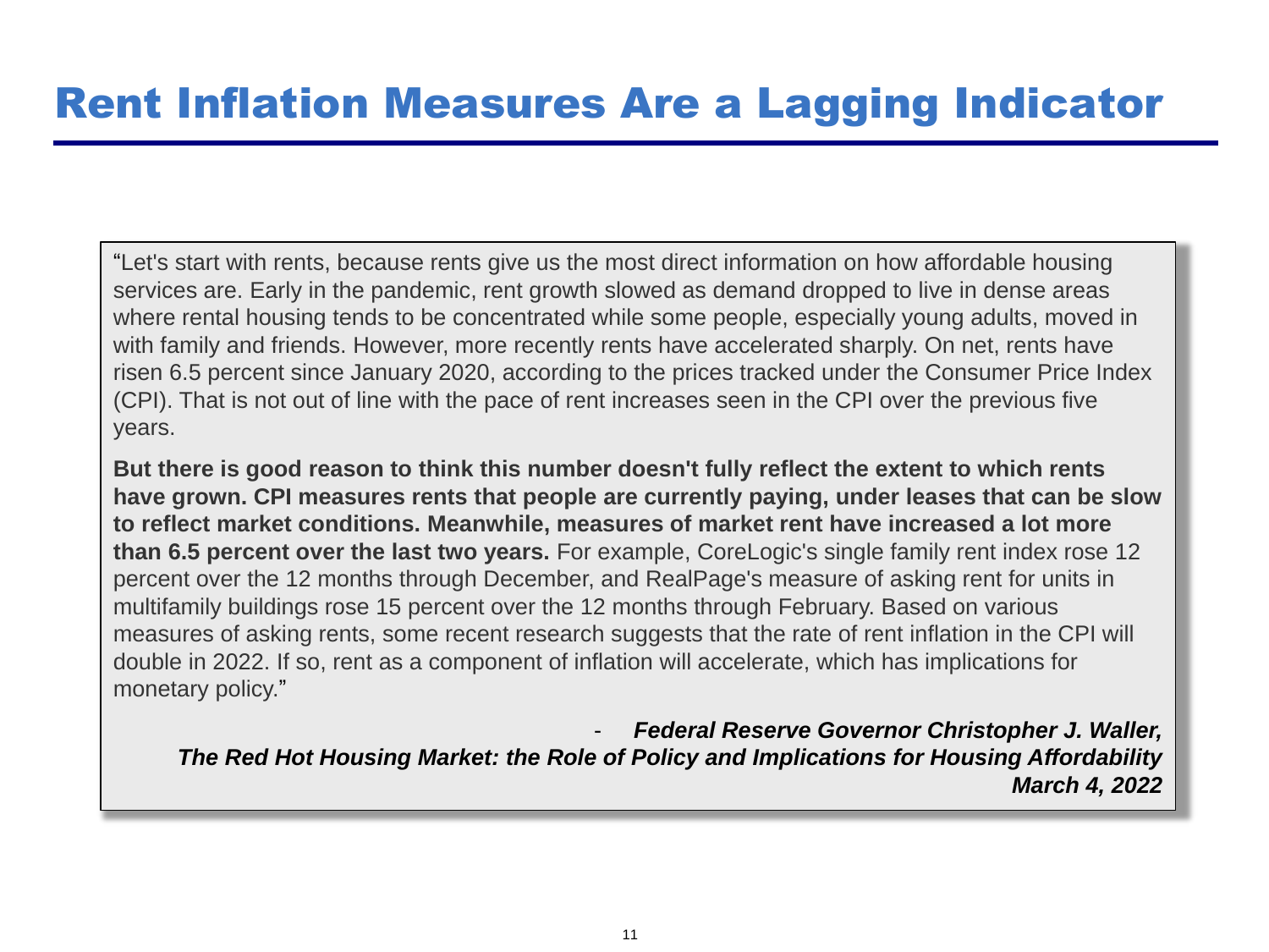# Rent Inflation Measures Are a Lagging Indicator

"Let's start with rents, because rents give us the most direct information on how affordable housing services are. Early in the pandemic, rent growth slowed as demand dropped to live in dense areas where rental housing tends to be concentrated while some people, especially young adults, moved in with family and friends. However, more recently rents have accelerated sharply. On net, rents have risen 6.5 percent since January 2020, according to the prices tracked under the Consumer Price Index (CPI). That is not out of line with the pace of rent increases seen in the CPI over the previous five years.

**But there is good reason to think this number doesn't fully reflect the extent to which rents have grown. CPI measures rents that people are currently paying, under leases that can be slow to reflect market conditions. Meanwhile, measures of market rent have increased a lot more than 6.5 percent over the last two years.** For example, CoreLogic's single family rent index rose 12 percent over the 12 months through December, and RealPage's measure of asking rent for units in multifamily buildings rose 15 percent over the 12 months through February. Based on various measures of asking rents, some recent research suggests that the rate of rent inflation in the CPI will double in 2022. If so, rent as a component of inflation will accelerate, which has implications for monetary policy."

\- ***Federal Reserve Governor Christopher J. Waller,***
***The Red Hot Housing Market: the Role of Policy and Implications for Housing Affordability***
***March 4, 2022***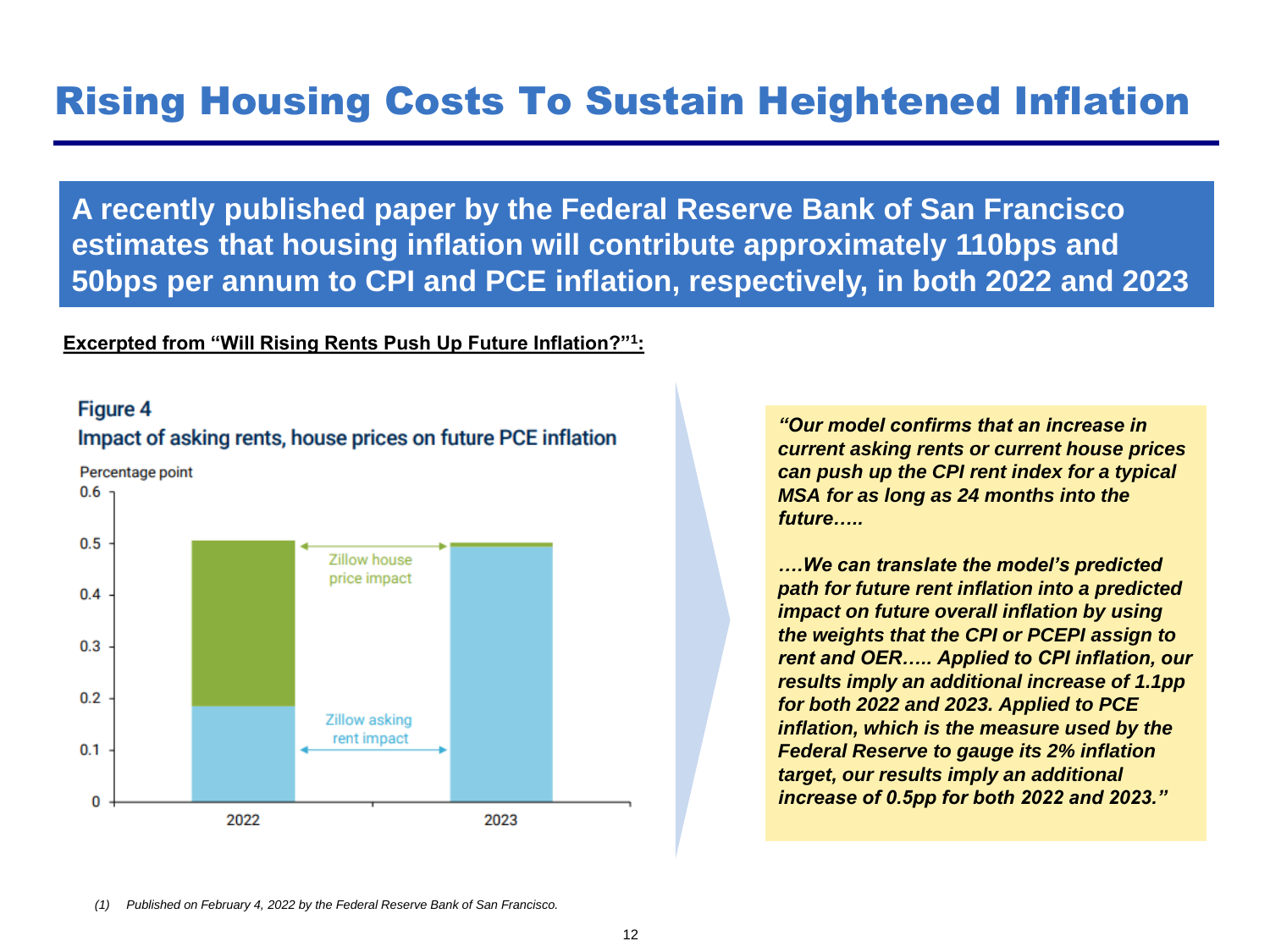# Rising Housing Costs To Sustain Heightened Inflation

**A recently published paper by the Federal Reserve Bank of San Francisco estimates that housing inflation will contribute approximately 110bps and 50bps per annum to CPI and PCE inflation, respectively, in both 2022 and 2023**

**Excerpted from "Will Rising Rents Push Up Future Inflation?"[1]:**

**Figure 4**

Impact of asking rents, house prices on future PCE inflation

Percentage point

| | 2022 | 2023 |
|---|---|---|
| Zillow asking rent impact | ~0.18 | ~0.50 |
| Zillow house price impact | ~0.32 | ~0.01 |
| Total | ~0.51 | ~0.51 |

***"Our model confirms that an increase in current asking rents or current house prices can push up the CPI rent index for a typical MSA for as long as 24 months into the future…..***

***….We can translate the model's predicted path for future rent inflation into a predicted impact on future overall inflation by using the weights that the CPI or PCEPI assign to rent and OER….. Applied to CPI inflation, our results imply an additional increase of 1.1pp for both 2022 and 2023. Applied to PCE inflation, which is the measure used by the Federal Reserve to gauge its 2% inflation target, our results imply an additional increase of 0.5pp for both 2022 and 2023."***

*(1) Published on February 4, 2022 by the Federal Reserve Bank of San Francisco.*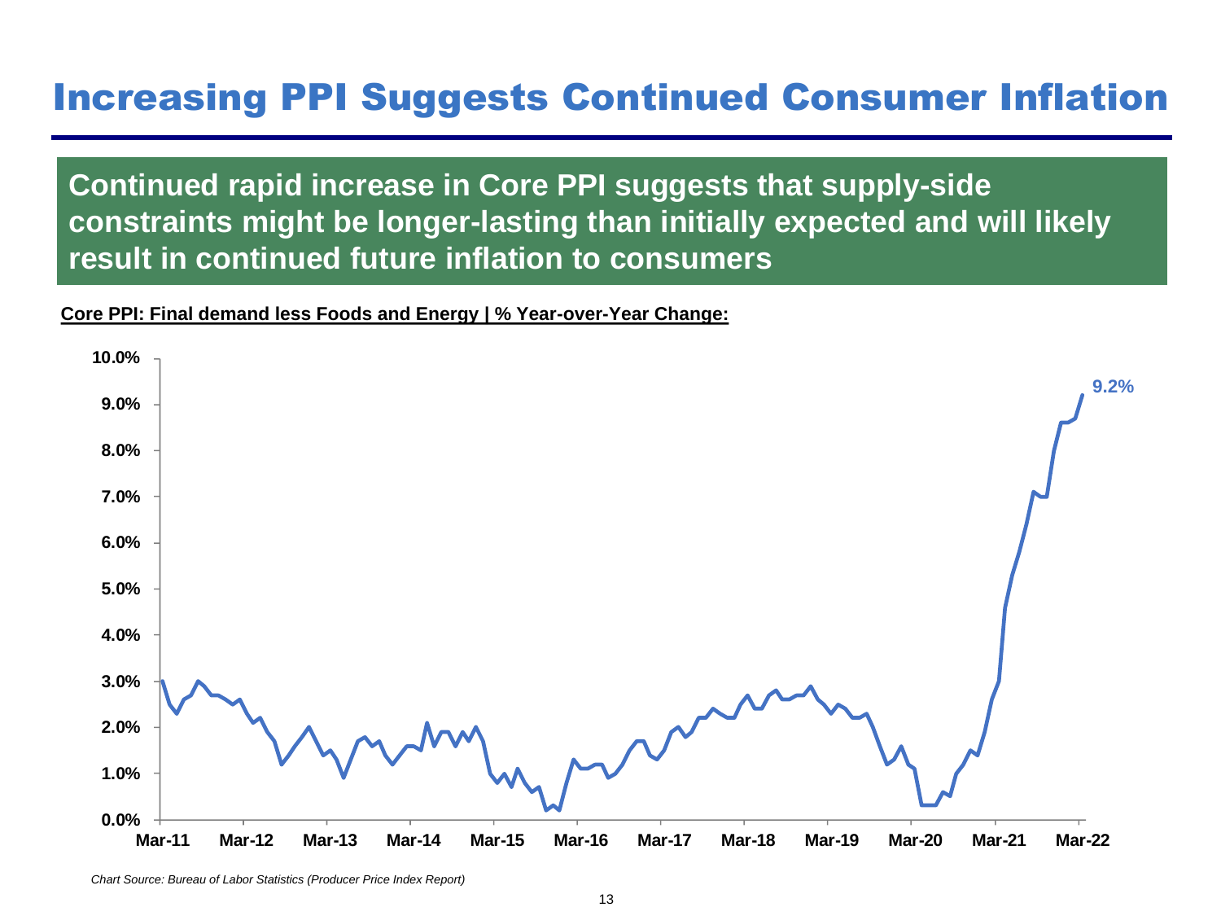# Increasing PPI Suggests Continued Consumer Inflation

**Continued rapid increase in Core PPI suggests that supply-side constraints might be longer-lasting than initially expected and will likely result in continued future inflation to consumers**

**Core PPI: Final demand less Foods and Energy | % Year-over-Year Change:**

*Chart Source: Bureau of Labor Statistics (Producer Price Index Report)*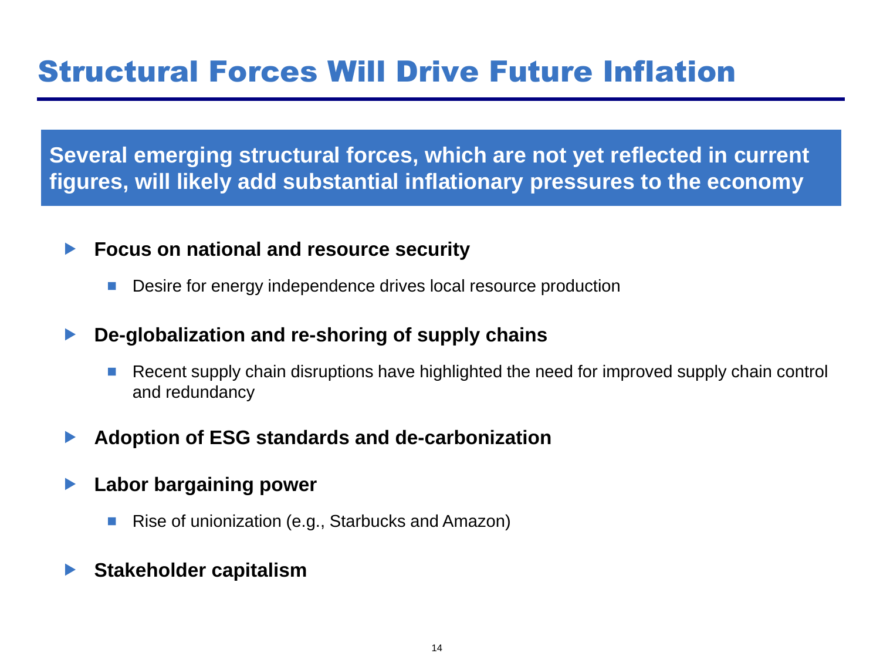# Structural Forces Will Drive Future Inflation

**Several emerging structural forces, which are not yet reflected in current figures, will likely add substantial inflationary pressures to the economy**

- **Focus on national and resource security**
  - Desire for energy independence drives local resource production
- **De-globalization and re-shoring of supply chains**
  - Recent supply chain disruptions have highlighted the need for improved supply chain control and redundancy
- **Adoption of ESG standards and de-carbonization**
- **Labor bargaining power**
  - Rise of unionization (e.g., Starbucks and Amazon)
- **Stakeholder capitalism**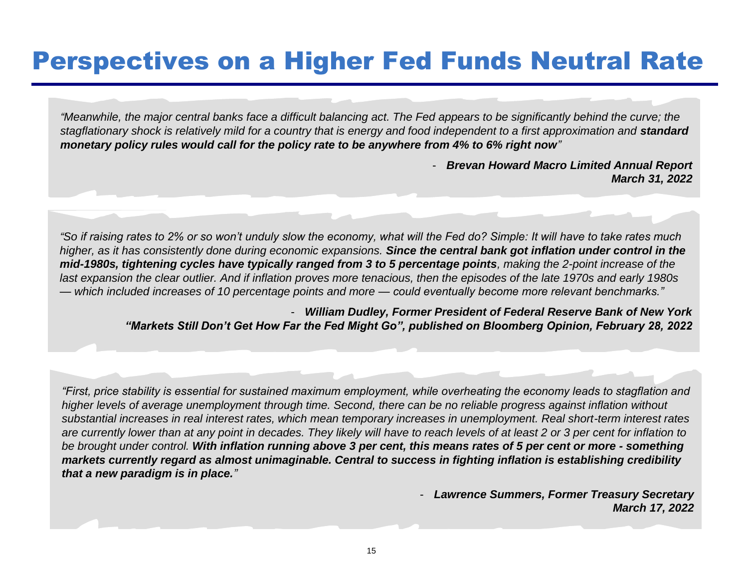# Perspectives on a Higher Fed Funds Neutral Rate

*"Meanwhile, the major central banks face a difficult balancing act. The Fed appears to be significantly behind the curve; the stagflationary shock is relatively mild for a country that is energy and food independent to a first approximation and **standard monetary policy rules would call for the policy rate to be anywhere from 4% to 6% right now**"*

- ***Brevan Howard Macro Limited Annual Report***
***March 31, 2022***

*"So if raising rates to 2% or so won't unduly slow the economy, what will the Fed do? Simple: It will have to take rates much higher, as it has consistently done during economic expansions. **Since the central bank got inflation under control in the mid-1980s, tightening cycles have typically ranged from 3 to 5 percentage points**, making the 2-point increase of the last expansion the clear outlier. And if inflation proves more tenacious, then the episodes of the late 1970s and early 1980s — which included increases of 10 percentage points and more — could eventually become more relevant benchmarks."*

- ***William Dudley, Former President of Federal Reserve Bank of New York***
***"Markets Still Don't Get How Far the Fed Might Go", published on Bloomberg Opinion, February 28, 2022***

*"First, price stability is essential for sustained maximum employment, while overheating the economy leads to stagflation and higher levels of average unemployment through time. Second, there can be no reliable progress against inflation without substantial increases in real interest rates, which mean temporary increases in unemployment. Real short-term interest rates are currently lower than at any point in decades. They likely will have to reach levels of at least 2 or 3 per cent for inflation to be brought under control. **With inflation running above 3 per cent, this means rates of 5 per cent or more - something markets currently regard as almost unimaginable. Central to success in fighting inflation is establishing credibility that a new paradigm is in place.**"*

- ***Lawrence Summers, Former Treasury Secretary***
***March 17, 2022***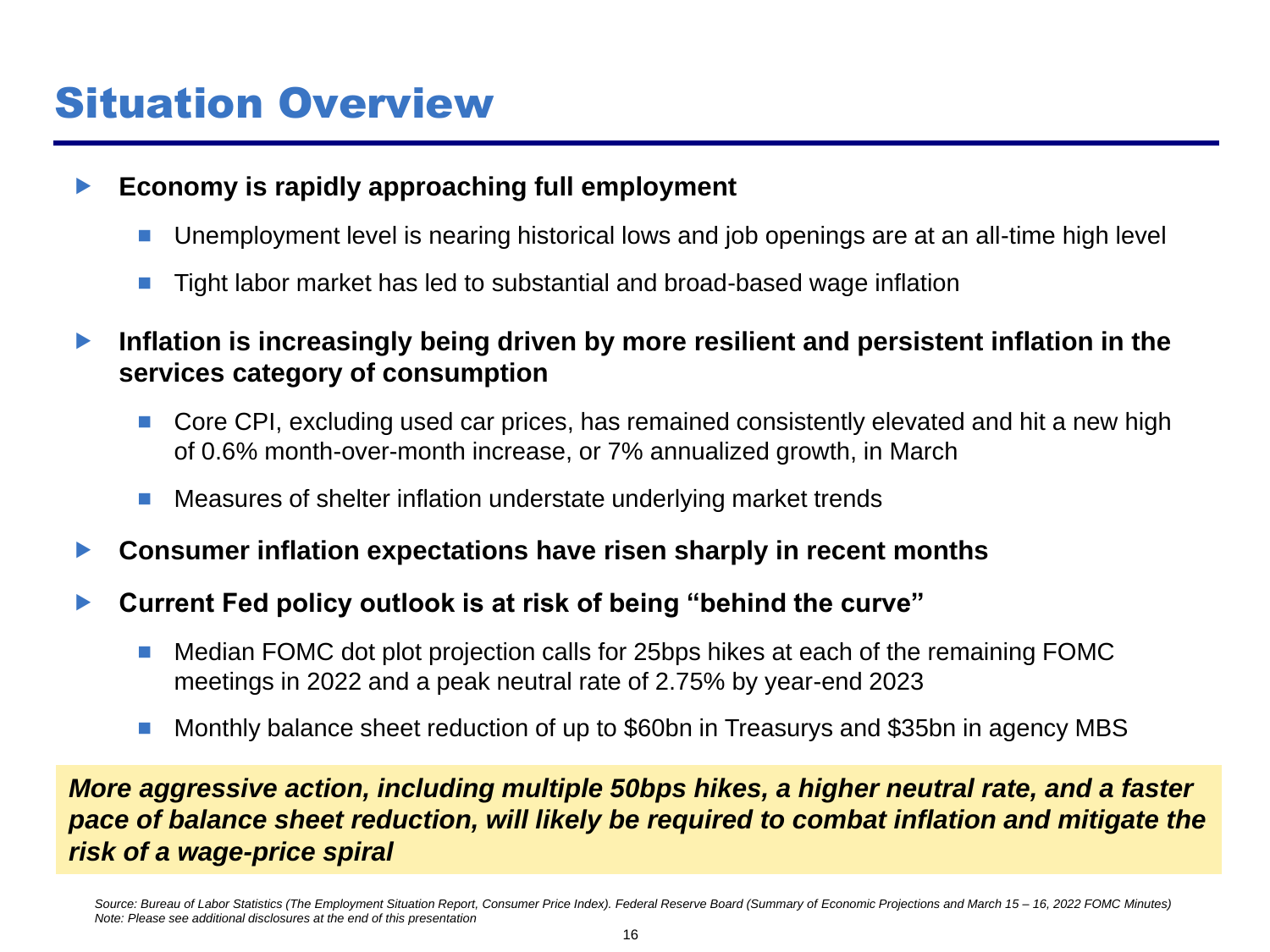# Situation Overview

- **Economy is rapidly approaching full employment**
  - Unemployment level is nearing historical lows and job openings are at an all-time high level
  - Tight labor market has led to substantial and broad-based wage inflation
- **Inflation is increasingly being driven by more resilient and persistent inflation in the services category of consumption**
  - Core CPI, excluding used car prices, has remained consistently elevated and hit a new high of 0.6% month-over-month increase, or 7% annualized growth, in March
  - Measures of shelter inflation understate underlying market trends
- **Consumer inflation expectations have risen sharply in recent months**
- **Current Fed policy outlook is at risk of being "behind the curve"**
  - Median FOMC dot plot projection calls for 25bps hikes at each of the remaining FOMC meetings in 2022 and a peak neutral rate of 2.75% by year-end 2023
  - Monthly balance sheet reduction of up to $60bn in Treasurys and $35bn in agency MBS

***More aggressive action, including multiple 50bps hikes, a higher neutral rate, and a faster pace of balance sheet reduction, will likely be required to combat inflation and mitigate the risk of a wage-price spiral***

*Source: Bureau of Labor Statistics (The Employment Situation Report, Consumer Price Index). Federal Reserve Board (Summary of Economic Projections and March 15 – 16, 2022 FOMC Minutes)*
*Note: Please see additional disclosures at the end of this presentation*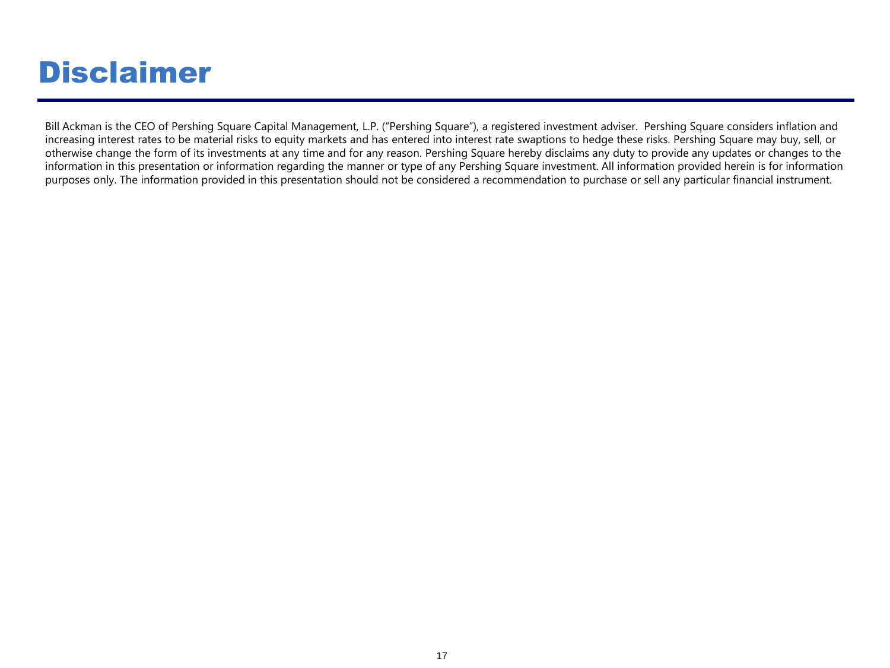# Disclaimer

Bill Ackman is the CEO of Pershing Square Capital Management, L.P. ("Pershing Square"), a registered investment adviser. Pershing Square considers inflation and increasing interest rates to be material risks to equity markets and has entered into interest rate swaptions to hedge these risks. Pershing Square may buy, sell, or otherwise change the form of its investments at any time and for any reason. Pershing Square hereby disclaims any duty to provide any updates or changes to the information in this presentation or information regarding the manner or type of any Pershing Square investment. All information provided herein is for information purposes only. The information provided in this presentation should not be considered a recommendation to purchase or sell any particular financial instrument.